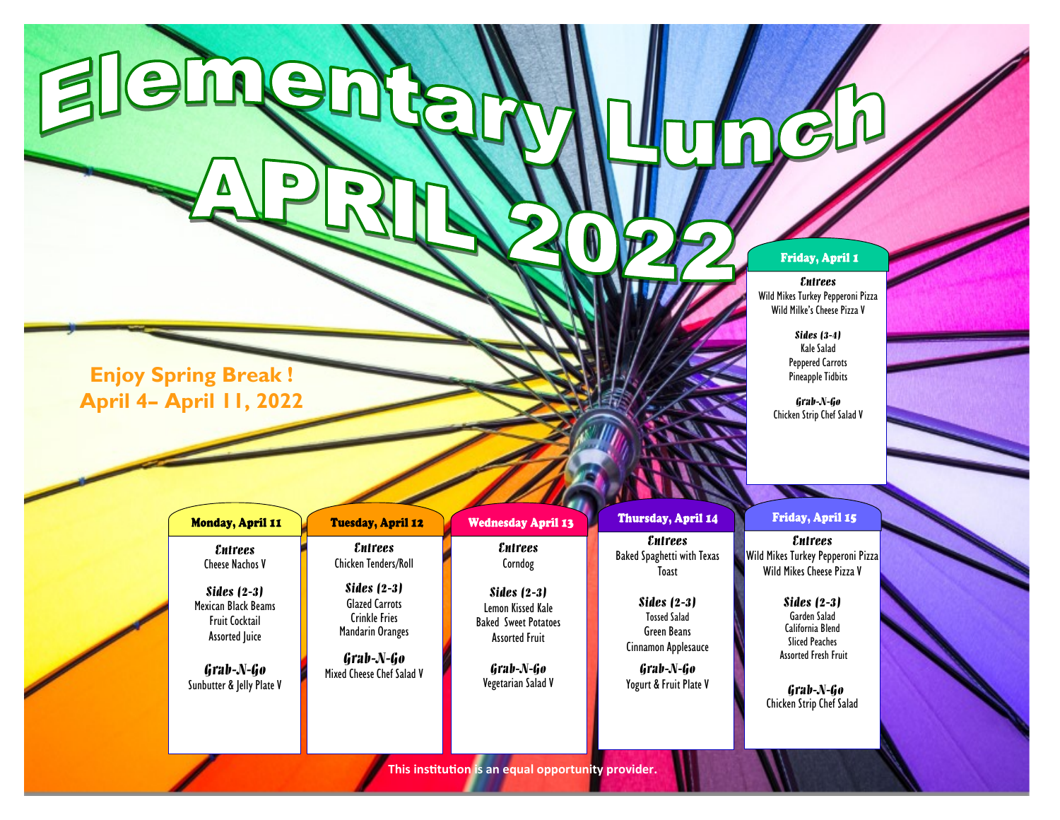# Elementary Lunch APRIL 2022

**Enjoy Spring Break ! April 4– April 11, 2022**

## Friday, April 1

***Entrees***
Wild Mikes Turkey Pepperoni Pizza
Wild Milke's Cheese Pizza V

***Sides (3-4)***
Kale Salad
Peppered Carrots
Pineapple Tidbits

***Grab-N-Go***
Chicken Strip Chef Salad V

## Monday, April 11

***Entrees***
Cheese Nachos V

***Sides (2-3)***
Mexican Black Beams
Fruit Cocktail
Assorted Juice

***Grab-N-Go***
Sunbutter & Jelly Plate V

## Tuesday, April 12

***Entrees***
Chicken Tenders/Roll

***Sides (2-3)***
Glazed Carrots
Crinkle Fries
Mandarin Oranges

***Grab-N-Go***
Mixed Cheese Chef Salad V

## Wednesday April 13

***Entrees***
Corndog

***Sides (2-3)***
Lemon Kissed Kale
Baked Sweet Potatoes
Assorted Fruit

***Grab-N-Go***
Vegetarian Salad V

## Thursday, April 14

***Entrees***
Baked Spaghetti with Texas Toast

***Sides (2-3)***
Tossed Salad
Green Beans
Cinnamon Applesauce

***Grab-N-Go***
Yogurt & Fruit Plate V

## Friday, April 15

***Entrees***
Wild Mikes Turkey Pepperoni Pizza
Wild Mikes Cheese Pizza V

***Sides (2-3)***
Garden Salad
California Blend
Sliced Peaches
Assorted Fresh Fruit

***Grab-N-Go***
Chicken Strip Chef Salad

This institution is an equal opportunity provider.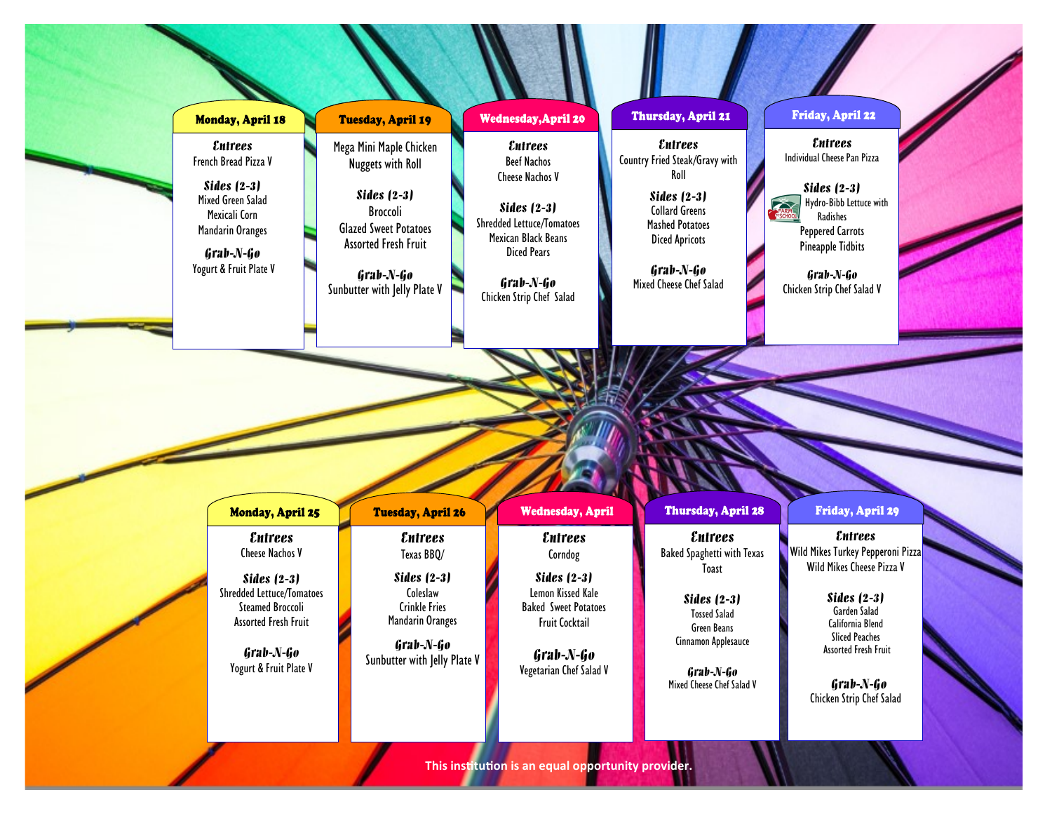## Monday, April 18

***Entrees***
French Bread Pizza V

***Sides (2-3)***
Mixed Green Salad
Mexicali Corn
Mandarin Oranges

***Grab-N-Go***
Yogurt & Fruit Plate V

## Tuesday, April 19

Mega Mini Maple Chicken Nuggets with Roll

***Sides (2-3)***
Broccoli
Glazed Sweet Potatoes
Assorted Fresh Fruit

***Grab-N-Go***
Sunbutter with Jelly Plate V

## Wednesday,April 20

***Entrees***
Beef Nachos
Cheese Nachos V

***Sides (2-3)***
Shredded Lettuce/Tomatoes
Mexican Black Beans
Diced Pears

***Grab-N-Go***
Chicken Strip Chef Salad

## Thursday, April 21

***Entrees***
Country Fried Steak/Gravy with Roll

***Sides (2-3)***
Collard Greens
Mashed Potatoes
Diced Apricots

***Grab-N-Go***
Mixed Cheese Chef Salad

## Friday, April 22

***Entrees***
Individual Cheese Pan Pizza

***Sides (2-3)***
Hydro-Bibb Lettuce with Radishes
Peppered Carrots
Pineapple Tidbits

***Grab-N-Go***
Chicken Strip Chef Salad V

## Monday, April 25

***Entrees***
Cheese Nachos V

***Sides (2-3)***
Shredded Lettuce/Tomatoes
Steamed Broccoli
Assorted Fresh Fruit

***Grab-N-Go***
Yogurt & Fruit Plate V

## Tuesday, April 26

***Entrees***
Texas BBQ/

***Sides (2-3)***
Coleslaw
Crinkle Fries
Mandarin Oranges

***Grab-N-Go***
Sunbutter with Jelly Plate V

## Wednesday, April

***Entrees***
Corndog

***Sides (2-3)***
Lemon Kissed Kale
Baked Sweet Potatoes
Fruit Cocktail

***Grab-N-Go***
Vegetarian Chef Salad V

## Thursday, April 28

***Entrees***
Baked Spaghetti with Texas Toast

***Sides (2-3)***
Tossed Salad
Green Beans
Cinnamon Applesauce

***Grab-N-Go***
Mixed Cheese Chef Salad V

## Friday, April 29

***Entrees***
Wild Mikes Turkey Pepperoni Pizza
Wild Mikes Cheese Pizza V

***Sides (2-3)***
Garden Salad
California Blend
Sliced Peaches
Assorted Fresh Fruit

***Grab-N-Go***
Chicken Strip Chef Salad

**This institution is an equal opportunity provider.**